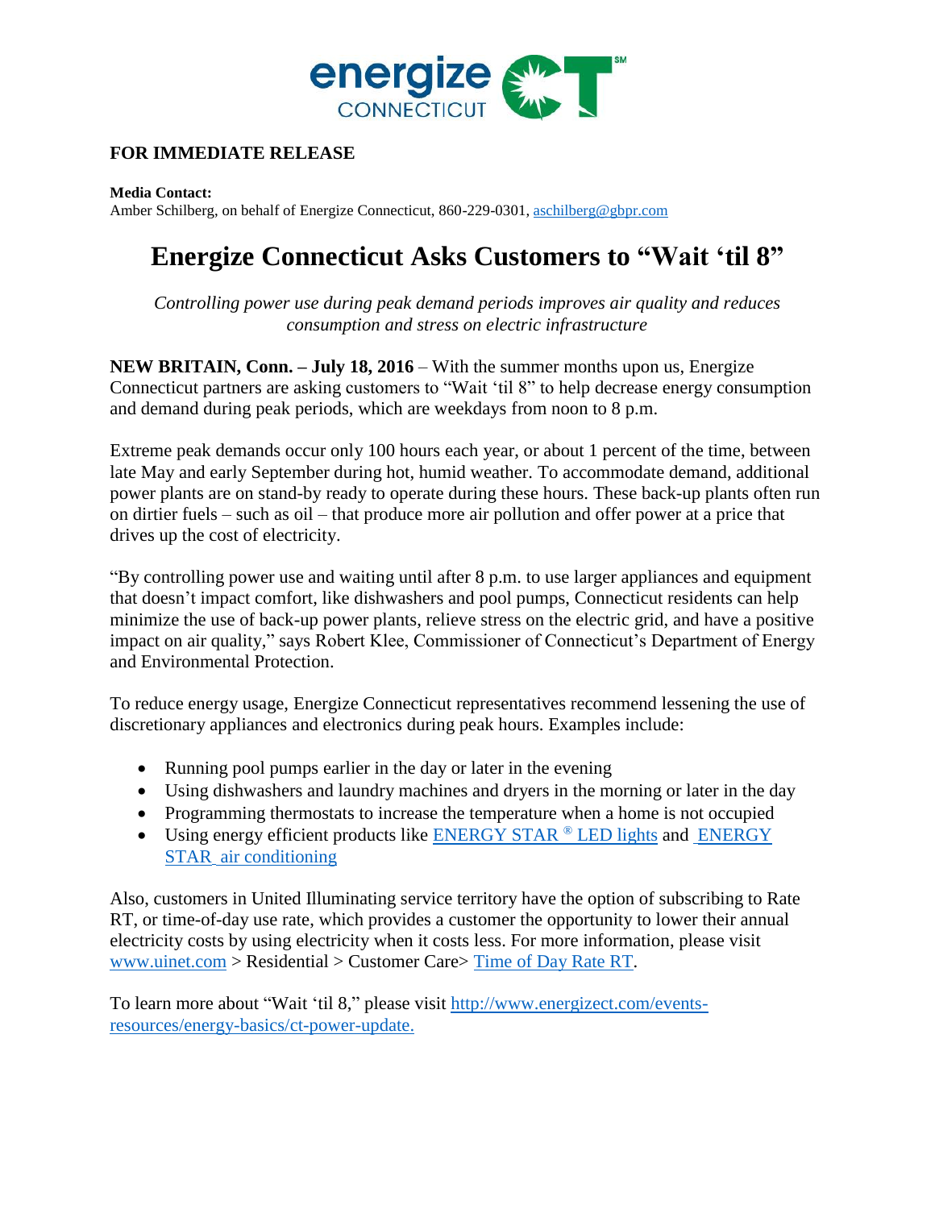**FOR IMMEDIATE RELEASE**

**Media Contact:**
Amber Schilberg, on behalf of Energize Connecticut, 860-229-0301, aschilberg@gbpr.com

# Energize Connecticut Asks Customers to "Wait 'til 8"

*Controlling power use during peak demand periods improves air quality and reduces consumption and stress on electric infrastructure*

**NEW BRITAIN, Conn. – July 18, 2016** – With the summer months upon us, Energize Connecticut partners are asking customers to "Wait 'til 8" to help decrease energy consumption and demand during peak periods, which are weekdays from noon to 8 p.m.

Extreme peak demands occur only 100 hours each year, or about 1 percent of the time, between late May and early September during hot, humid weather. To accommodate demand, additional power plants are on stand-by ready to operate during these hours. These back-up plants often run on dirtier fuels – such as oil – that produce more air pollution and offer power at a price that drives up the cost of electricity.

"By controlling power use and waiting until after 8 p.m. to use larger appliances and equipment that doesn't impact comfort, like dishwashers and pool pumps, Connecticut residents can help minimize the use of back-up power plants, relieve stress on the electric grid, and have a positive impact on air quality," says Robert Klee, Commissioner of Connecticut's Department of Energy and Environmental Protection.

To reduce energy usage, Energize Connecticut representatives recommend lessening the use of discretionary appliances and electronics during peak hours. Examples include:

- Running pool pumps earlier in the day or later in the evening
- Using dishwashers and laundry machines and dryers in the morning or later in the day
- Programming thermostats to increase the temperature when a home is not occupied
- Using energy efficient products like ENERGY STAR ® LED lights and ENERGY STAR air conditioning

Also, customers in United Illuminating service territory have the option of subscribing to Rate RT, or time-of-day use rate, which provides a customer the opportunity to lower their annual electricity costs by using electricity when it costs less. For more information, please visit www.uinet.com > Residential > Customer Care> Time of Day Rate RT.

To learn more about "Wait 'til 8," please visit http://www.energizect.com/events-resources/energy-basics/ct-power-update.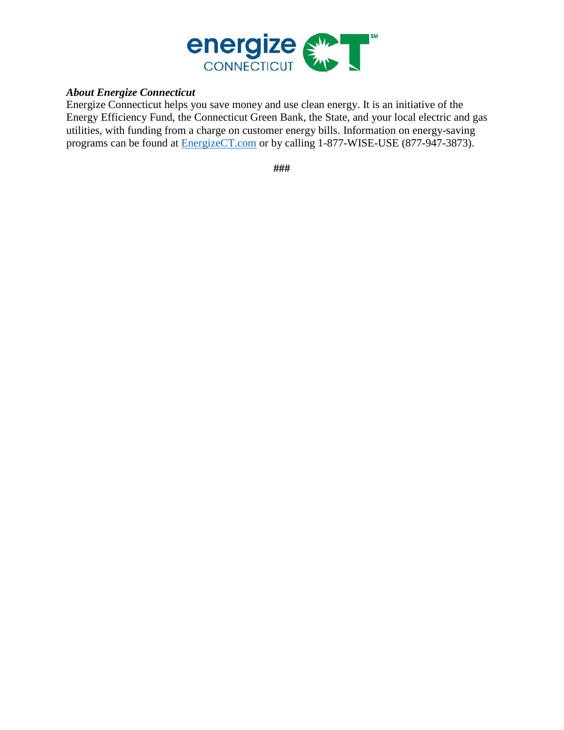*About Energize Connecticut*

Energize Connecticut helps you save money and use clean energy. It is an initiative of the Energy Efficiency Fund, the Connecticut Green Bank, the State, and your local electric and gas utilities, with funding from a charge on customer energy bills. Information on energy-saving programs can be found at [EnergizeCT.com](http://EnergizeCT.com) or by calling 1-877-WISE-USE (877-947-3873).

###